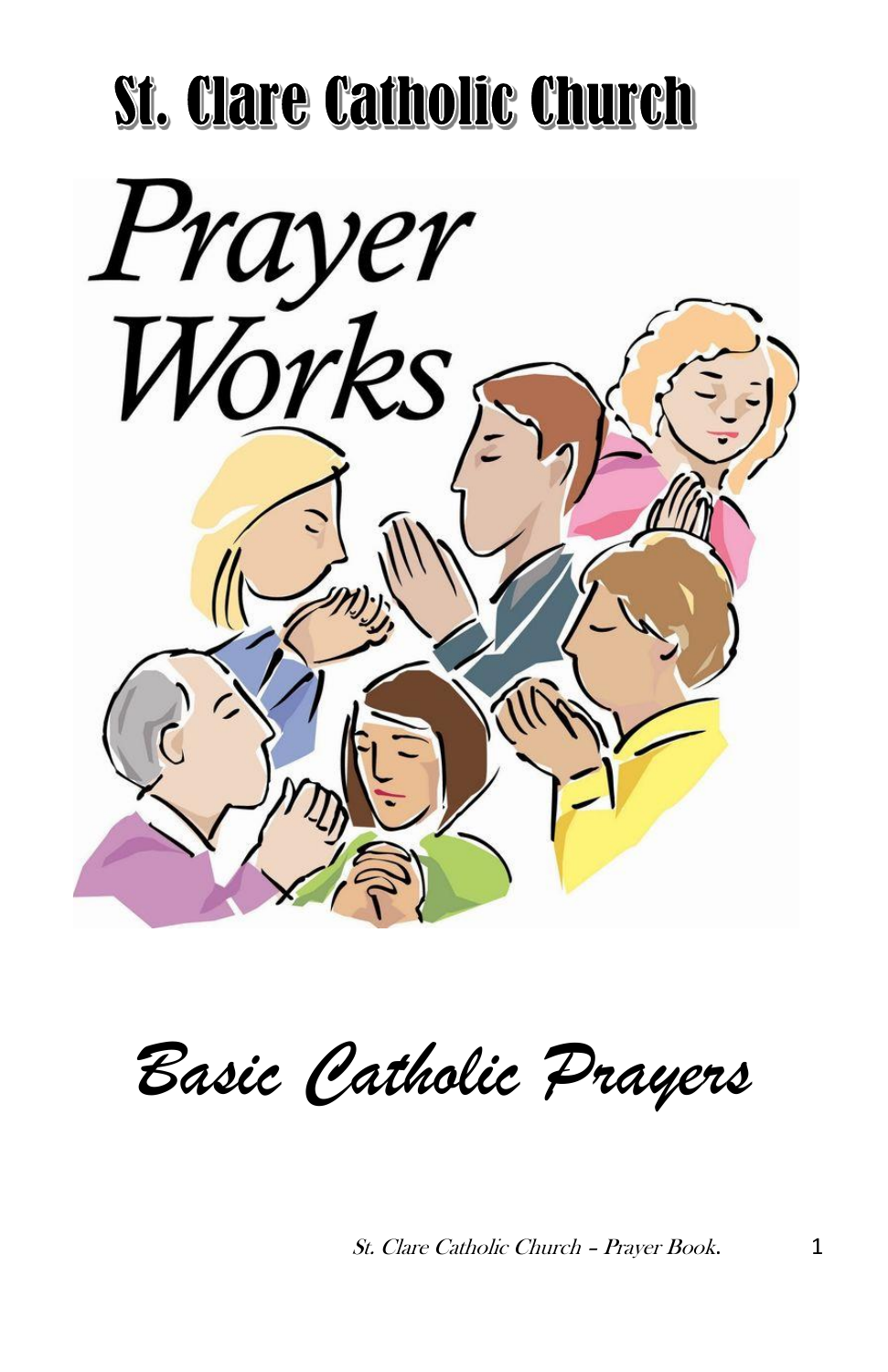# St. Clare Catholic Church

Prayer Works

## *Basic Catholic Prayers*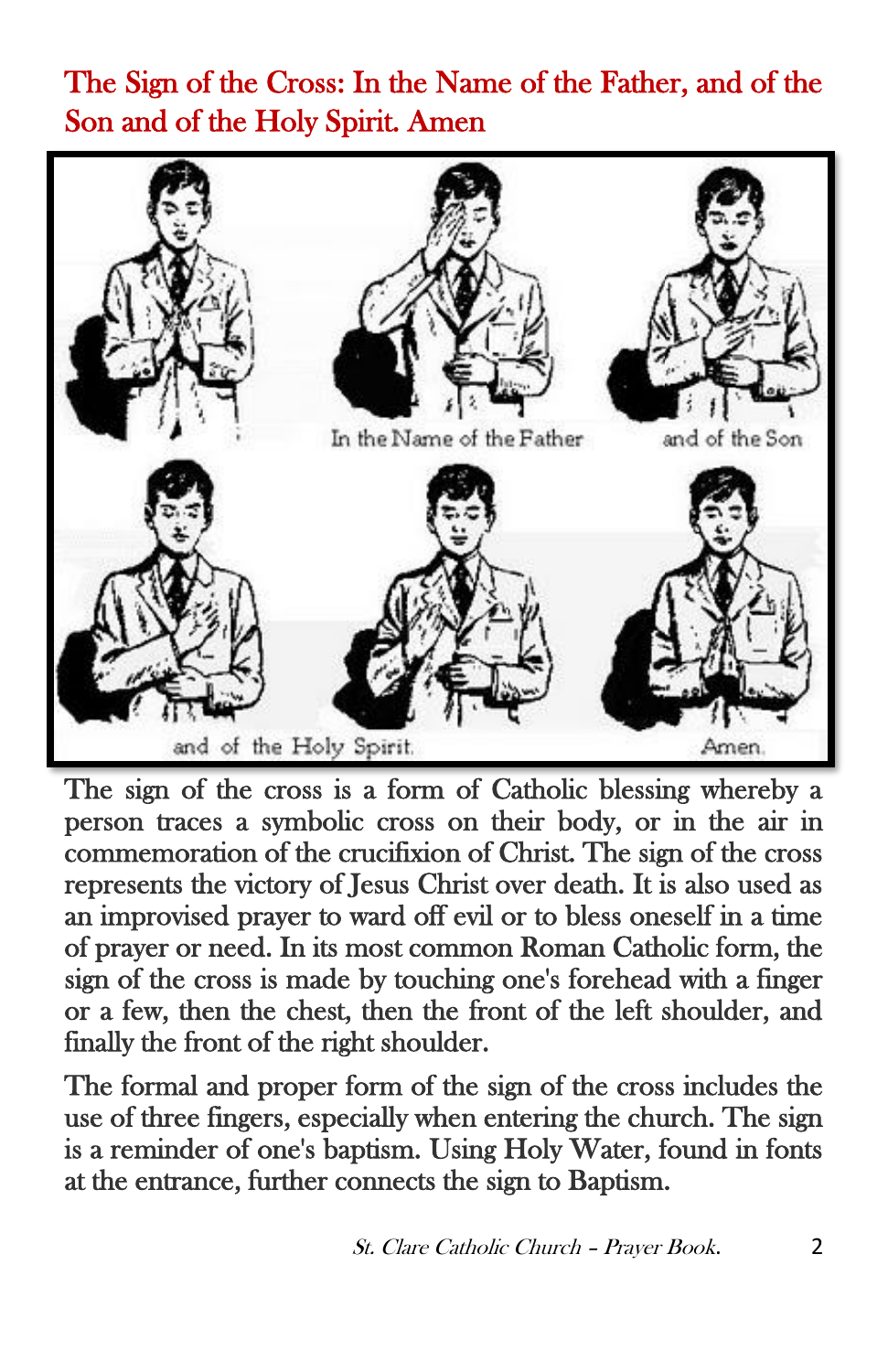## The Sign of the Cross: In the Name of the Father, and of the Son and of the Holy Spirit. Amen

In the Name of the Father

and of the Son

and of the Holy Spirit.

Amen.

The sign of the cross is a form of Catholic blessing whereby a person traces a symbolic cross on their body, or in the air in commemoration of the crucifixion of Christ. The sign of the cross represents the victory of Jesus Christ over death. It is also used as an improvised prayer to ward off evil or to bless oneself in a time of prayer or need. In its most common Roman Catholic form, the sign of the cross is made by touching one's forehead with a finger or a few, then the chest, then the front of the left shoulder, and finally the front of the right shoulder.

The formal and proper form of the sign of the cross includes the use of three fingers, especially when entering the church. The sign is a reminder of one's baptism. Using Holy Water, found in fonts at the entrance, further connects the sign to Baptism.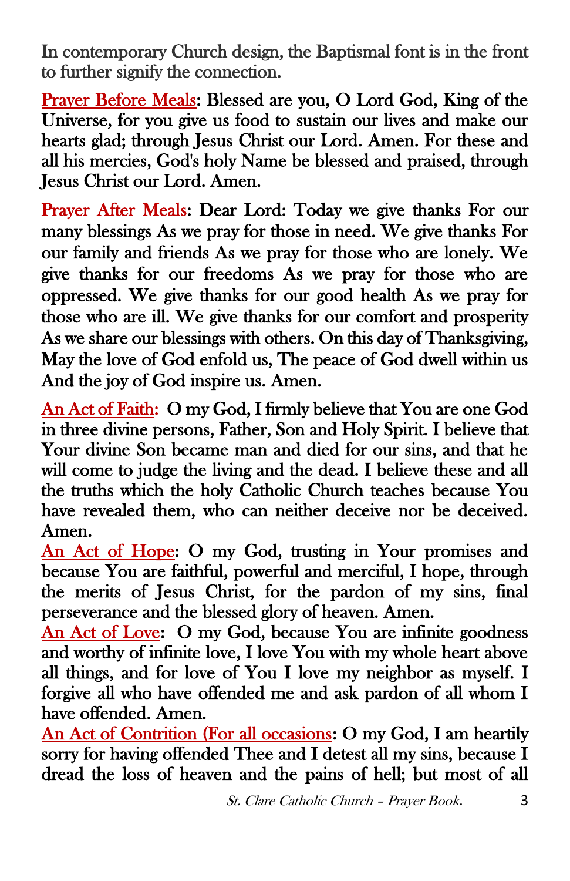In contemporary Church design, the Baptismal font is in the front to further signify the connection.

Prayer Before Meals: Blessed are you, O Lord God, King of the Universe, for you give us food to sustain our lives and make our hearts glad; through Jesus Christ our Lord. Amen. For these and all his mercies, God's holy Name be blessed and praised, through Jesus Christ our Lord. Amen.

Prayer After Meals: Dear Lord: Today we give thanks For our many blessings As we pray for those in need. We give thanks For our family and friends As we pray for those who are lonely. We give thanks for our freedoms As we pray for those who are oppressed. We give thanks for our good health As we pray for those who are ill. We give thanks for our comfort and prosperity As we share our blessings with others. On this day of Thanksgiving, May the love of God enfold us, The peace of God dwell within us And the joy of God inspire us. Amen.

An Act of Faith: O my God, I firmly believe that You are one God in three divine persons, Father, Son and Holy Spirit. I believe that Your divine Son became man and died for our sins, and that he will come to judge the living and the dead. I believe these and all the truths which the holy Catholic Church teaches because You have revealed them, who can neither deceive nor be deceived. Amen.

An Act of Hope: O my God, trusting in Your promises and because You are faithful, powerful and merciful, I hope, through the merits of Jesus Christ, for the pardon of my sins, final perseverance and the blessed glory of heaven. Amen.

An Act of Love: O my God, because You are infinite goodness and worthy of infinite love, I love You with my whole heart above all things, and for love of You I love my neighbor as myself. I forgive all who have offended me and ask pardon of all whom I have offended. Amen.

An Act of Contrition (For all occasions: O my God, I am heartily sorry for having offended Thee and I detest all my sins, because I dread the loss of heaven and the pains of hell; but most of all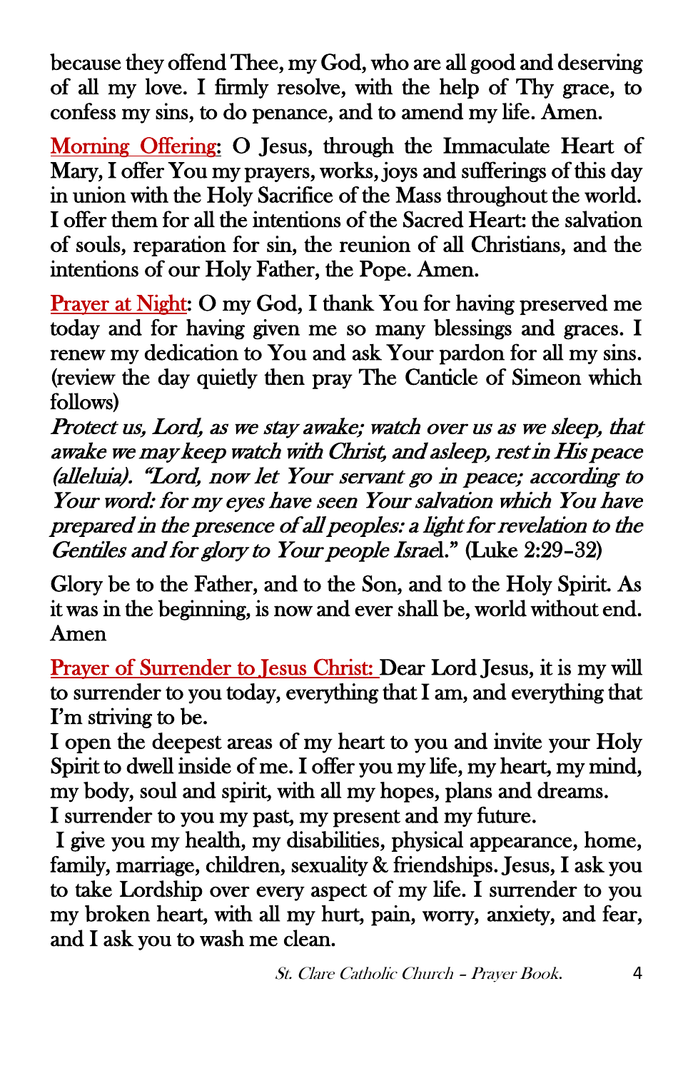because they offend Thee, my God, who are all good and deserving of all my love. I firmly resolve, with the help of Thy grace, to confess my sins, to do penance, and to amend my life. Amen.

Morning Offering: O Jesus, through the Immaculate Heart of Mary, I offer You my prayers, works, joys and sufferings of this day in union with the Holy Sacrifice of the Mass throughout the world. I offer them for all the intentions of the Sacred Heart: the salvation of souls, reparation for sin, the reunion of all Christians, and the intentions of our Holy Father, the Pope. Amen.

Prayer at Night: O my God, I thank You for having preserved me today and for having given me so many blessings and graces. I renew my dedication to You and ask Your pardon for all my sins. (review the day quietly then pray The Canticle of Simeon which follows)
*Protect us, Lord, as we stay awake; watch over us as we sleep, that awake we may keep watch with Christ, and asleep, rest in His peace (alleluia). "Lord, now let Your servant go in peace; according to Your word: for my eyes have seen Your salvation which You have prepared in the presence of all peoples: a light for revelation to the Gentiles and for glory to Your people Israel."* (Luke 2:29–32)

Glory be to the Father, and to the Son, and to the Holy Spirit. As it was in the beginning, is now and ever shall be, world without end. Amen

Prayer of Surrender to Jesus Christ: Dear Lord Jesus, it is my will to surrender to you today, everything that I am, and everything that I'm striving to be.
I open the deepest areas of my heart to you and invite your Holy Spirit to dwell inside of me. I offer you my life, my heart, my mind, my body, soul and spirit, with all my hopes, plans and dreams.
I surrender to you my past, my present and my future.
I give you my health, my disabilities, physical appearance, home, family, marriage, children, sexuality & friendships. Jesus, I ask you to take Lordship over every aspect of my life. I surrender to you my broken heart, with all my hurt, pain, worry, anxiety, and fear, and I ask you to wash me clean.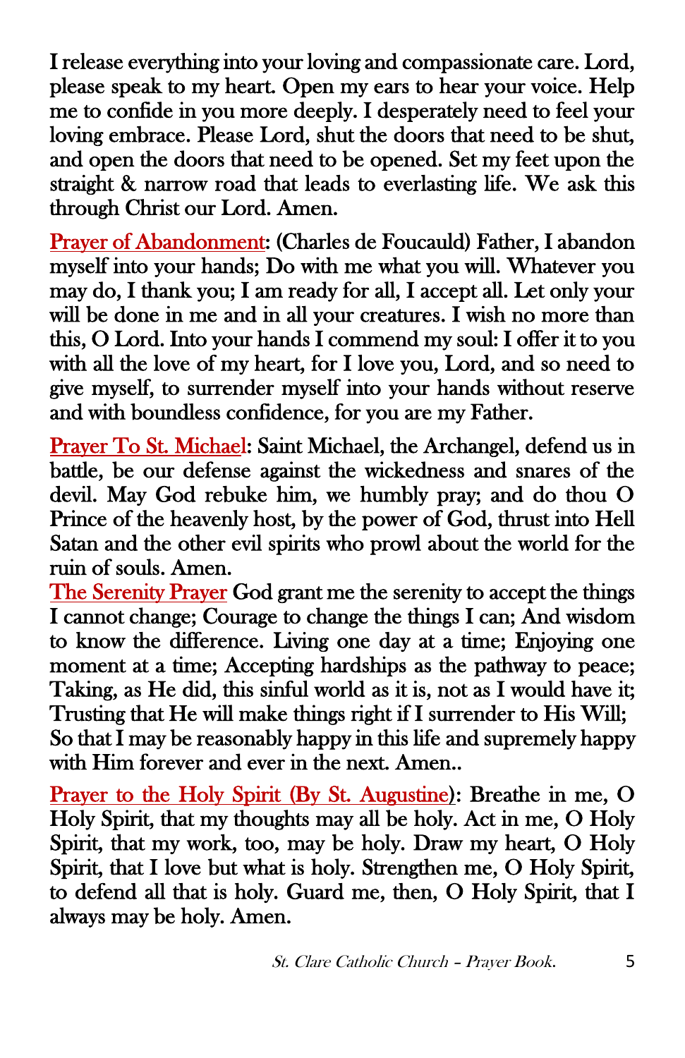I release everything into your loving and compassionate care. Lord, please speak to my heart. Open my ears to hear your voice. Help me to confide in you more deeply. I desperately need to feel your loving embrace. Please Lord, shut the doors that need to be shut, and open the doors that need to be opened. Set my feet upon the straight & narrow road that leads to everlasting life. We ask this through Christ our Lord. Amen.

Prayer of Abandonment: (Charles de Foucauld) Father, I abandon myself into your hands; Do with me what you will. Whatever you may do, I thank you; I am ready for all, I accept all. Let only your will be done in me and in all your creatures. I wish no more than this, O Lord. Into your hands I commend my soul: I offer it to you with all the love of my heart, for I love you, Lord, and so need to give myself, to surrender myself into your hands without reserve and with boundless confidence, for you are my Father.

Prayer To St. Michael: Saint Michael, the Archangel, defend us in battle, be our defense against the wickedness and snares of the devil. May God rebuke him, we humbly pray; and do thou O Prince of the heavenly host, by the power of God, thrust into Hell Satan and the other evil spirits who prowl about the world for the ruin of souls. Amen.

The Serenity Prayer God grant me the serenity to accept the things I cannot change; Courage to change the things I can; And wisdom to know the difference. Living one day at a time; Enjoying one moment at a time; Accepting hardships as the pathway to peace; Taking, as He did, this sinful world as it is, not as I would have it; Trusting that He will make things right if I surrender to His Will; So that I may be reasonably happy in this life and supremely happy with Him forever and ever in the next. Amen..

Prayer to the Holy Spirit (By St. Augustine): Breathe in me, O Holy Spirit, that my thoughts may all be holy. Act in me, O Holy Spirit, that my work, too, may be holy. Draw my heart, O Holy Spirit, that I love but what is holy. Strengthen me, O Holy Spirit, to defend all that is holy. Guard me, then, O Holy Spirit, that I always may be holy. Amen.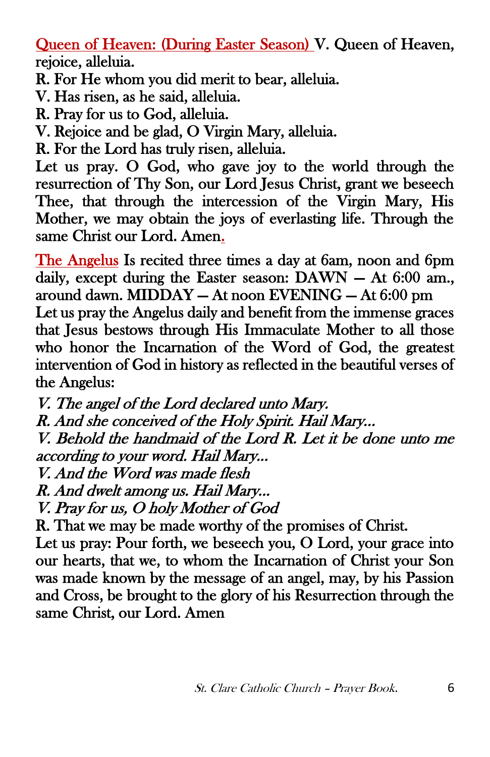**Queen of Heaven: (During Easter Season)** V. Queen of Heaven, rejoice, alleluia.
R. For He whom you did merit to bear, alleluia.
V. Has risen, as he said, alleluia.
R. Pray for us to God, alleluia.
V. Rejoice and be glad, O Virgin Mary, alleluia.
R. For the Lord has truly risen, alleluia.
Let us pray. O God, who gave joy to the world through the resurrection of Thy Son, our Lord Jesus Christ, grant we beseech Thee, that through the intercession of the Virgin Mary, His Mother, we may obtain the joys of everlasting life. Through the same Christ our Lord. Amen.

**The Angelus** Is recited three times a day at 6am, noon and 6pm daily, except during the Easter season: DAWN – At 6:00 am., around dawn. MIDDAY – At noon EVENING – At 6:00 pm
Let us pray the Angelus daily and benefit from the immense graces that Jesus bestows through His Immaculate Mother to all those who honor the Incarnation of the Word of God, the greatest intervention of God in history as reflected in the beautiful verses of the Angelus:

*V. The angel of the Lord declared unto Mary.*
*R. And she conceived of the Holy Spirit. Hail Mary...*
*V. Behold the handmaid of the Lord R. Let it be done unto me according to your word. Hail Mary...*
*V. And the Word was made flesh*
*R. And dwelt among us. Hail Mary...*
*V. Pray for us, O holy Mother of God*
R. That we may be made worthy of the promises of Christ.
Let us pray: Pour forth, we beseech you, O Lord, your grace into our hearts, that we, to whom the Incarnation of Christ your Son was made known by the message of an angel, may, by his Passion and Cross, be brought to the glory of his Resurrection through the same Christ, our Lord. Amen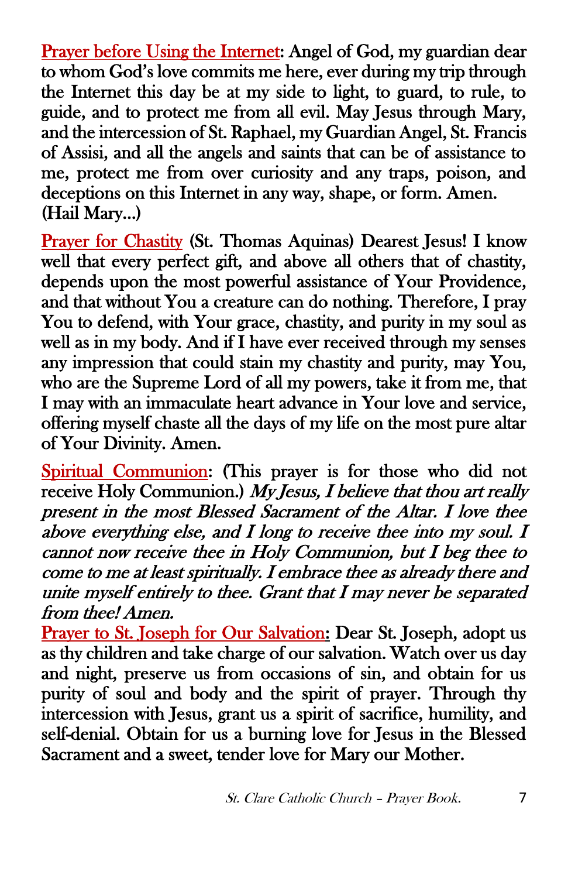Prayer before Using the Internet: Angel of God, my guardian dear to whom God's love commits me here, ever during my trip through the Internet this day be at my side to light, to guard, to rule, to guide, and to protect me from all evil. May Jesus through Mary, and the intercession of St. Raphael, my Guardian Angel, St. Francis of Assisi, and all the angels and saints that can be of assistance to me, protect me from over curiosity and any traps, poison, and deceptions on this Internet in any way, shape, or form. Amen. (Hail Mary...)

Prayer for Chastity (St. Thomas Aquinas) Dearest Jesus! I know well that every perfect gift, and above all others that of chastity, depends upon the most powerful assistance of Your Providence, and that without You a creature can do nothing. Therefore, I pray You to defend, with Your grace, chastity, and purity in my soul as well as in my body. And if I have ever received through my senses any impression that could stain my chastity and purity, may You, who are the Supreme Lord of all my powers, take it from me, that I may with an immaculate heart advance in Your love and service, offering myself chaste all the days of my life on the most pure altar of Your Divinity. Amen.

Spiritual Communion: (This prayer is for those who did not receive Holy Communion.) *My Jesus, I believe that thou art really present in the most Blessed Sacrament of the Altar. I love thee above everything else, and I long to receive thee into my soul. I cannot now receive thee in Holy Communion, but I beg thee to come to me at least spiritually. I embrace thee as already there and unite myself entirely to thee. Grant that I may never be separated from thee! Amen.*

Prayer to St. Joseph for Our Salvation: Dear St. Joseph, adopt us as thy children and take charge of our salvation. Watch over us day and night, preserve us from occasions of sin, and obtain for us purity of soul and body and the spirit of prayer. Through thy intercession with Jesus, grant us a spirit of sacrifice, humility, and self-denial. Obtain for us a burning love for Jesus in the Blessed Sacrament and a sweet, tender love for Mary our Mother.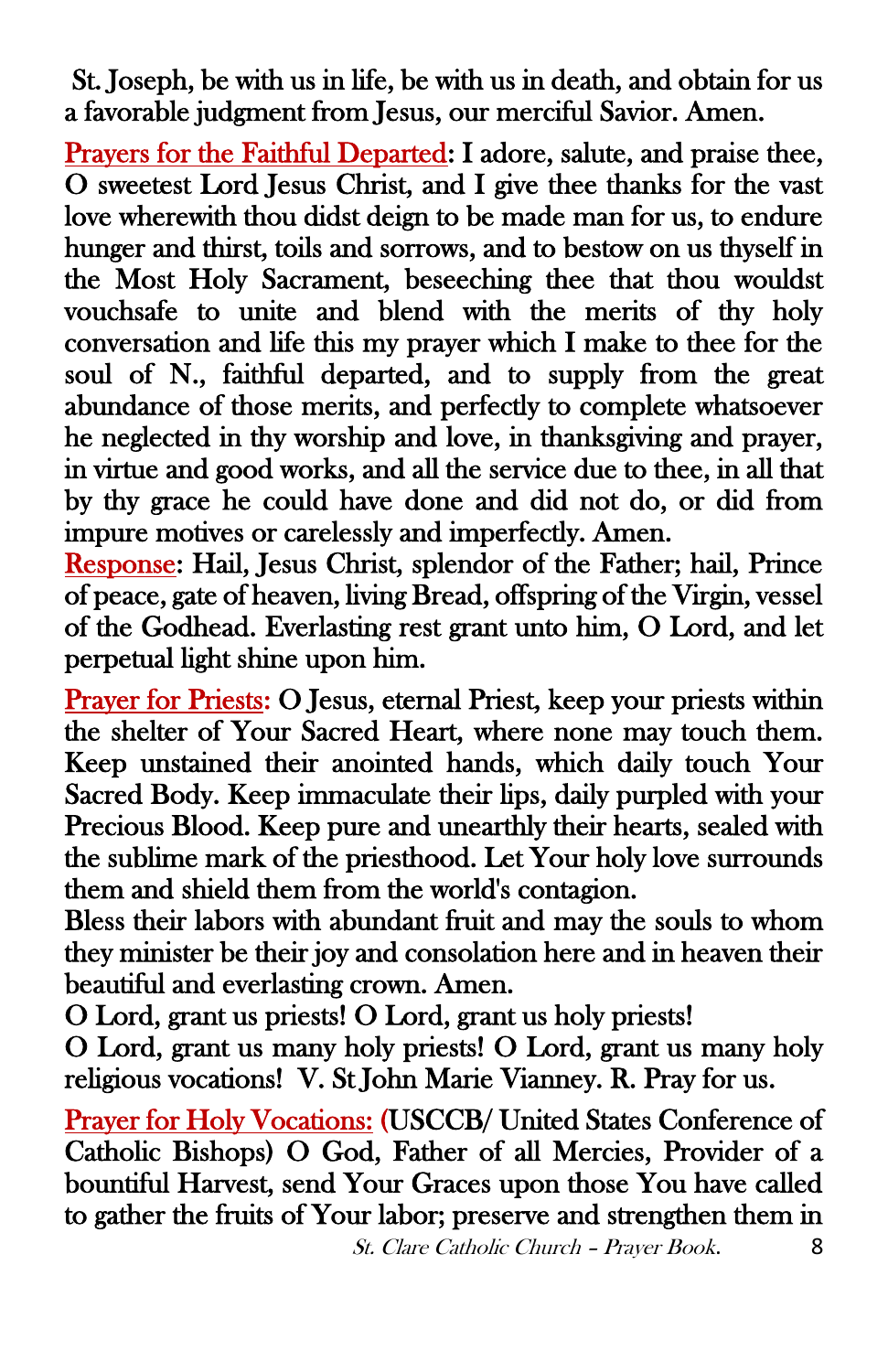St. Joseph, be with us in life, be with us in death, and obtain for us a favorable judgment from Jesus, our merciful Savior. Amen.

Prayers for the Faithful Departed: I adore, salute, and praise thee, O sweetest Lord Jesus Christ, and I give thee thanks for the vast love wherewith thou didst deign to be made man for us, to endure hunger and thirst, toils and sorrows, and to bestow on us thyself in the Most Holy Sacrament, beseeching thee that thou wouldst vouchsafe to unite and blend with the merits of thy holy conversation and life this my prayer which I make to thee for the soul of N., faithful departed, and to supply from the great abundance of those merits, and perfectly to complete whatsoever he neglected in thy worship and love, in thanksgiving and prayer, in virtue and good works, and all the service due to thee, in all that by thy grace he could have done and did not do, or did from impure motives or carelessly and imperfectly. Amen.
Response: Hail, Jesus Christ, splendor of the Father; hail, Prince of peace, gate of heaven, living Bread, offspring of the Virgin, vessel of the Godhead. Everlasting rest grant unto him, O Lord, and let perpetual light shine upon him.

Prayer for Priests: O Jesus, eternal Priest, keep your priests within the shelter of Your Sacred Heart, where none may touch them. Keep unstained their anointed hands, which daily touch Your Sacred Body. Keep immaculate their lips, daily purpled with your Precious Blood. Keep pure and unearthly their hearts, sealed with the sublime mark of the priesthood. Let Your holy love surrounds them and shield them from the world's contagion.
Bless their labors with abundant fruit and may the souls to whom they minister be their joy and consolation here and in heaven their beautiful and everlasting crown. Amen.
O Lord, grant us priests! O Lord, grant us holy priests!
O Lord, grant us many holy priests! O Lord, grant us many holy religious vocations! V. St John Marie Vianney. R. Pray for us.

Prayer for Holy Vocations: (USCCB/ United States Conference of Catholic Bishops) O God, Father of all Mercies, Provider of a bountiful Harvest, send Your Graces upon those You have called to gather the fruits of Your labor; preserve and strengthen them in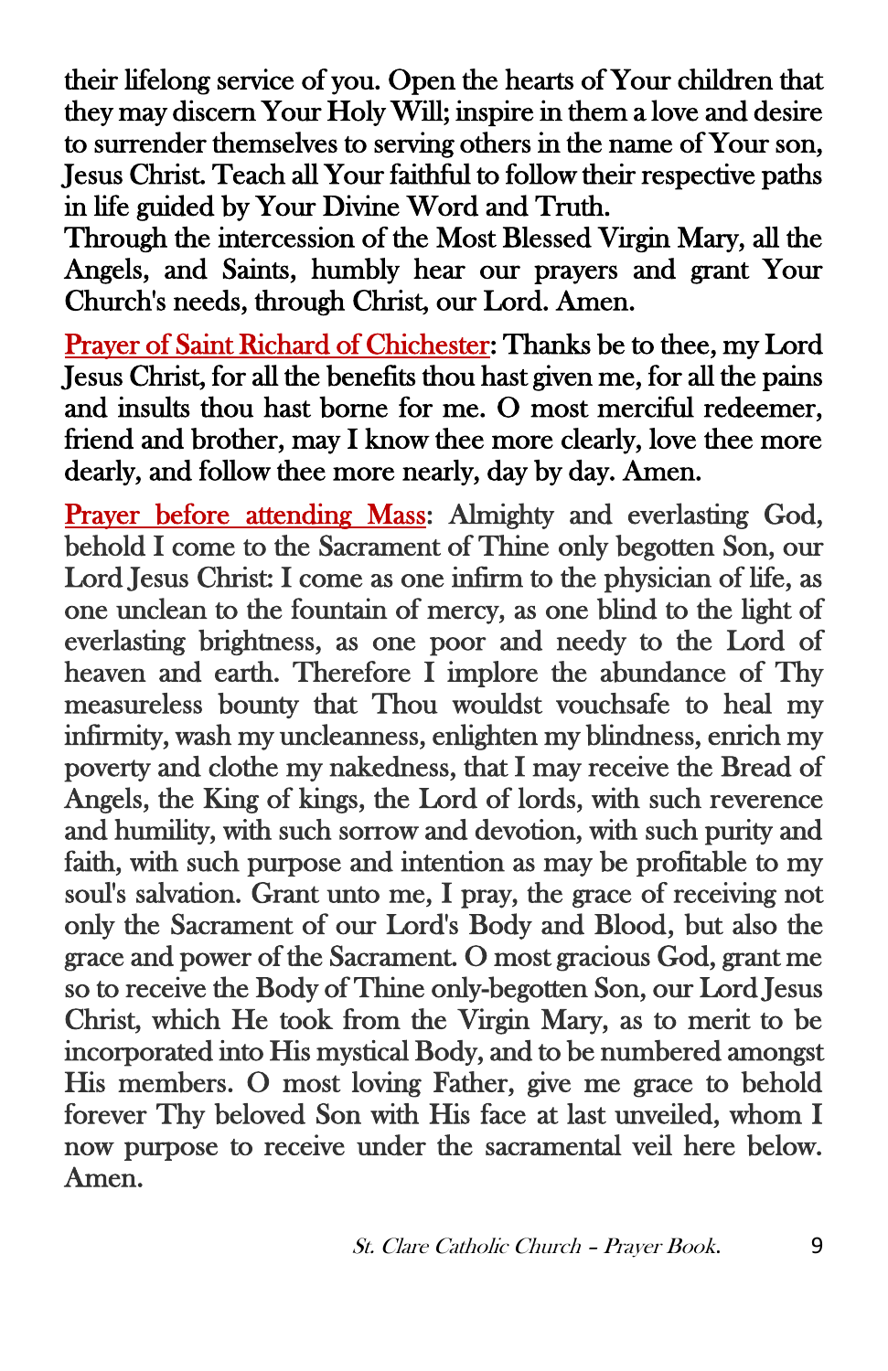their lifelong service of you. Open the hearts of Your children that they may discern Your Holy Will; inspire in them a love and desire to surrender themselves to serving others in the name of Your son, Jesus Christ. Teach all Your faithful to follow their respective paths in life guided by Your Divine Word and Truth.

Through the intercession of the Most Blessed Virgin Mary, all the Angels, and Saints, humbly hear our prayers and grant Your Church's needs, through Christ, our Lord. Amen.

Prayer of Saint Richard of Chichester: Thanks be to thee, my Lord Jesus Christ, for all the benefits thou hast given me, for all the pains and insults thou hast borne for me. O most merciful redeemer, friend and brother, may I know thee more clearly, love thee more dearly, and follow thee more nearly, day by day. Amen.

Prayer before attending Mass: Almighty and everlasting God, behold I come to the Sacrament of Thine only begotten Son, our Lord Jesus Christ: I come as one infirm to the physician of life, as one unclean to the fountain of mercy, as one blind to the light of everlasting brightness, as one poor and needy to the Lord of heaven and earth. Therefore I implore the abundance of Thy measureless bounty that Thou wouldst vouchsafe to heal my infirmity, wash my uncleanness, enlighten my blindness, enrich my poverty and clothe my nakedness, that I may receive the Bread of Angels, the King of kings, the Lord of lords, with such reverence and humility, with such sorrow and devotion, with such purity and faith, with such purpose and intention as may be profitable to my soul's salvation. Grant unto me, I pray, the grace of receiving not only the Sacrament of our Lord's Body and Blood, but also the grace and power of the Sacrament. O most gracious God, grant me so to receive the Body of Thine only-begotten Son, our Lord Jesus Christ, which He took from the Virgin Mary, as to merit to be incorporated into His mystical Body, and to be numbered amongst His members. O most loving Father, give me grace to behold forever Thy beloved Son with His face at last unveiled, whom I now purpose to receive under the sacramental veil here below. Amen.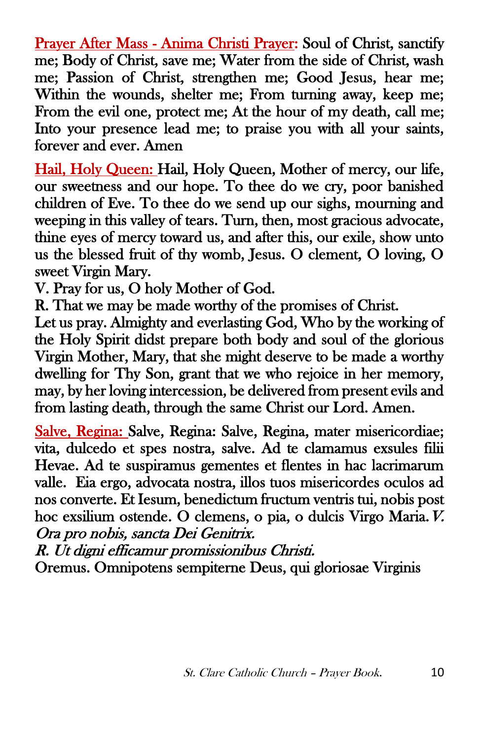Prayer After Mass - Anima Christi Prayer: Soul of Christ, sanctify me; Body of Christ, save me; Water from the side of Christ, wash me; Passion of Christ, strengthen me; Good Jesus, hear me; Within the wounds, shelter me; From turning away, keep me; From the evil one, protect me; At the hour of my death, call me; Into your presence lead me; to praise you with all your saints, forever and ever. Amen

Hail, Holy Queen: Hail, Holy Queen, Mother of mercy, our life, our sweetness and our hope. To thee do we cry, poor banished children of Eve. To thee do we send up our sighs, mourning and weeping in this valley of tears. Turn, then, most gracious advocate, thine eyes of mercy toward us, and after this, our exile, show unto us the blessed fruit of thy womb, Jesus. O clement, O loving, O sweet Virgin Mary.
V. Pray for us, O holy Mother of God.
R. That we may be made worthy of the promises of Christ.
Let us pray. Almighty and everlasting God, Who by the working of the Holy Spirit didst prepare both body and soul of the glorious Virgin Mother, Mary, that she might deserve to be made a worthy dwelling for Thy Son, grant that we who rejoice in her memory, may, by her loving intercession, be delivered from present evils and from lasting death, through the same Christ our Lord. Amen.

Salve, Regina: Salve, Regina: Salve, Regina, mater misericordiae; vita, dulcedo et spes nostra, salve. Ad te clamamus exsules filii Hevae. Ad te suspiramus gementes et flentes in hac lacrimarum valle. Eia ergo, advocata nostra, illos tuos misericordes oculos ad nos converte. Et Iesum, benedictum fructum ventris tui, nobis post hoc exsilium ostende. O clemens, o pia, o dulcis Virgo Maria. *V. Ora pro nobis, sancta Dei Genitrix.*
*R. Ut digni efficamur promissionibus Christi.*
Oremus. Omnipotens sempiterne Deus, qui gloriosae Virginis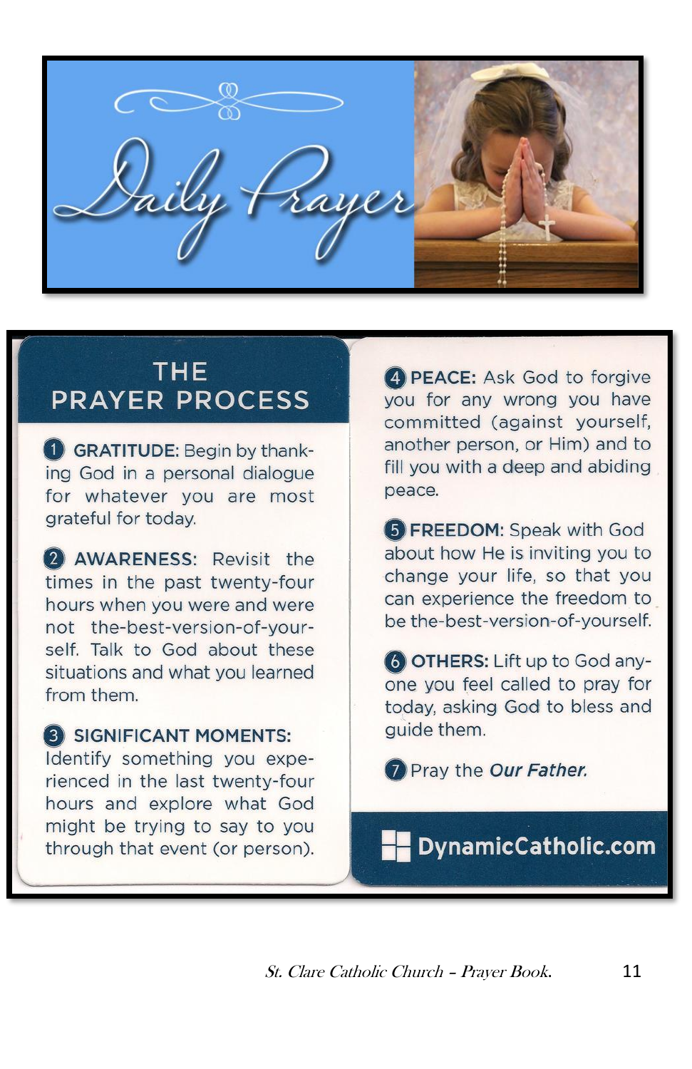# Daily Prayer

## THE PRAYER PROCESS

1. **GRATITUDE:** Begin by thanking God in a personal dialogue for whatever you are most grateful for today.

2. **AWARENESS:** Revisit the times in the past twenty-four hours when you were and were not the-best-version-of-yourself. Talk to God about these situations and what you learned from them.

3. **SIGNIFICANT MOMENTS:** Identify something you experienced in the last twenty-four hours and explore what God might be trying to say to you through that event (or person).

4. **PEACE:** Ask God to forgive you for any wrong you have committed (against yourself, another person, or Him) and to fill you with a deep and abiding peace.

5. **FREEDOM:** Speak with God about how He is inviting you to change your life, so that you can experience the freedom to be the-best-version-of-yourself.

6. **OTHERS:** Lift up to God anyone you feel called to pray for today, asking God to bless and guide them.

7. Pray the ***Our Father.***

DynamicCatholic.com

*St. Clare Catholic Church – Prayer Book.*